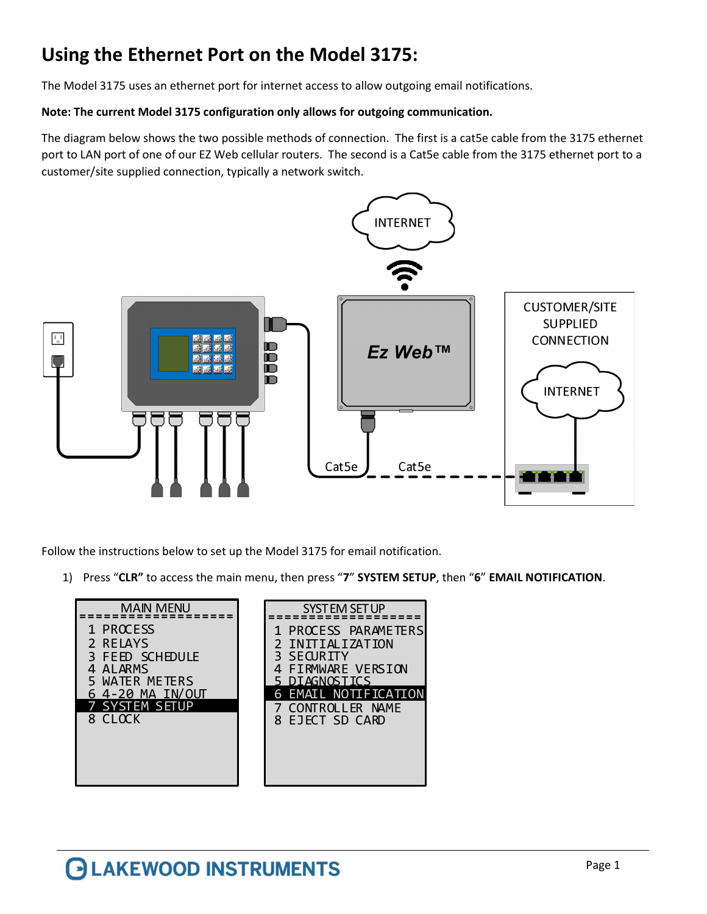# Using the Ethernet Port on the Model 3175:

The Model 3175 uses an ethernet port for internet access to allow outgoing email notifications.

**Note: The current Model 3175 configuration only allows for outgoing communication.**

The diagram below shows the two possible methods of connection. The first is a cat5e cable from the 3175 ethernet port to LAN port of one of our EZ Web cellular routers. The second is a Cat5e cable from the 3175 ethernet port to a customer/site supplied connection, typically a network switch.

Follow the instructions below to set up the Model 3175 for email notification.

1) Press "**CLR"** to access the main menu, then press "**7**" **SYSTEM SETUP**, then "**6**" **EMAIL NOTIFICATION**.

```
MAIN MENU
==================
1 PROCESS
2 RELAYS
3 FEED SCHEDULE
4 ALARMS
5 WATER METERS
6 4-20 MA IN/OUT
7 SYSTEM SETUP
8 CLOCK
```

```
SYSTEM SETUP
==================
1 PROCESS PARAMETERS
2 INITIALIZATION
3 SECURITY
4 FIRMWARE VERSION
5 DIAGNOSTICS
6 EMAIL NOTIFICATION
7 CONTROLLER NAME
8 EJECT SD CARD
```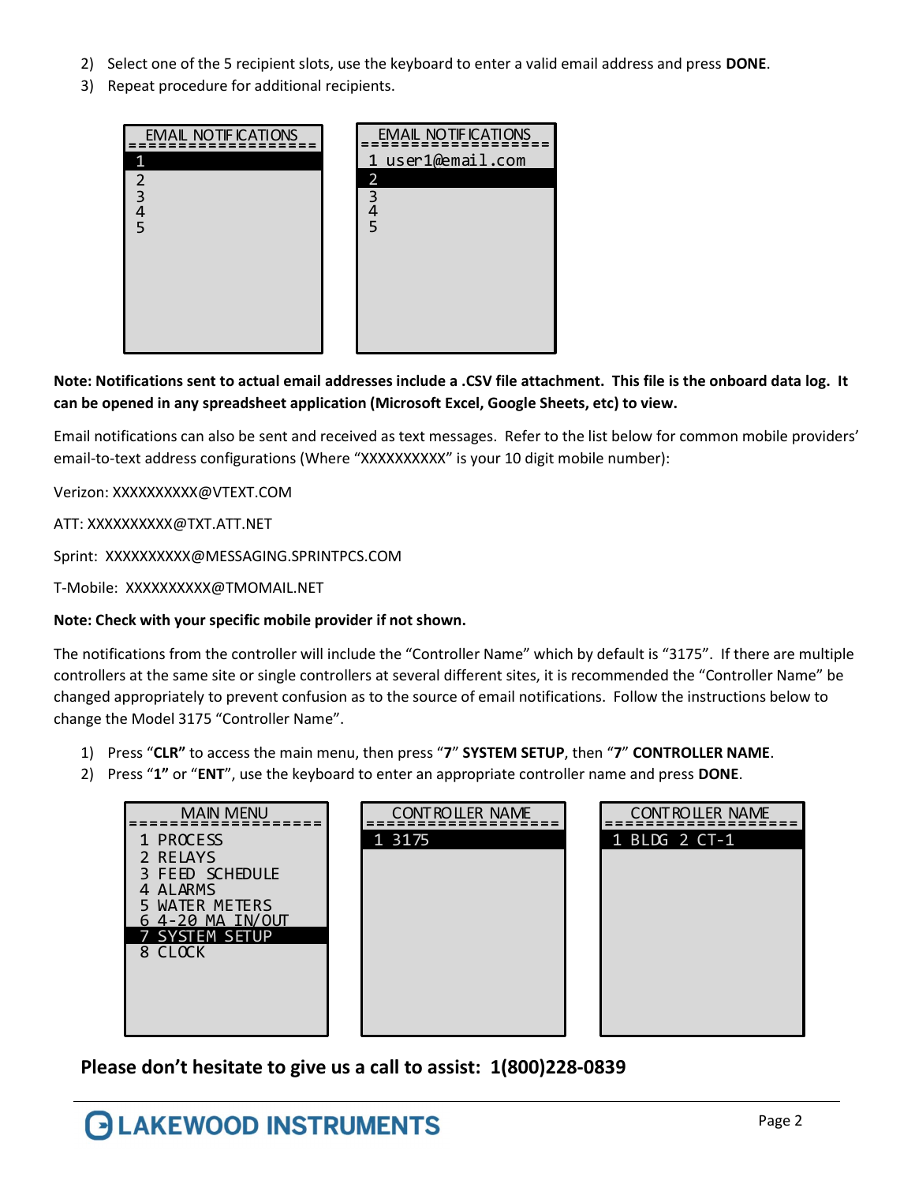2) Select one of the 5 recipient slots, use the keyboard to enter a valid email address and press **DONE**.
3) Repeat procedure for additional recipients.

```
EMAIL NOTIFICATIONS
===================
1
2
3
4
5
```

```
EMAIL NOTIFICATIONS
===================
1 user1@email.com
2
3
4
5
```

**Note: Notifications sent to actual email addresses include a .CSV file attachment. This file is the onboard data log. It can be opened in any spreadsheet application (Microsoft Excel, Google Sheets, etc) to view.**

Email notifications can also be sent and received as text messages. Refer to the list below for common mobile providers' email-to-text address configurations (Where "XXXXXXXXXX" is your 10 digit mobile number):

Verizon: XXXXXXXXXX@VTEXT.COM

ATT: XXXXXXXXXX@TXT.ATT.NET

Sprint: XXXXXXXXXX@MESSAGING.SPRINTPCS.COM

T-Mobile: XXXXXXXXXX@TMOMAIL.NET

**Note: Check with your specific mobile provider if not shown.**

The notifications from the controller will include the "Controller Name" which by default is "3175". If there are multiple controllers at the same site or single controllers at several different sites, it is recommended the "Controller Name" be changed appropriately to prevent confusion as to the source of email notifications. Follow the instructions below to change the Model 3175 "Controller Name".

1) Press "**CLR"** to access the main menu, then press "**7**" **SYSTEM SETUP**, then "**7**" **CONTROLLER NAME**.
2) Press "**1"** or "**ENT**", use the keyboard to enter an appropriate controller name and press **DONE**.

```
MAIN MENU
===================
1 PROCESS
2 RELAYS
3 FEED SCHEDULE
4 ALARMS
5 WATER METERS
6 4-20 MA IN/OUT
7 SYSTEM SETUP
8 CLOCK
```

```
CONTROLLER NAME
===================
1 3175
```

```
CONTROLLER NAME
===================
1 BLDG 2 CT-1
```

**Please don't hesitate to give us a call to assist: 1(800)228-0839**

LAKEWOOD INSTRUMENTS